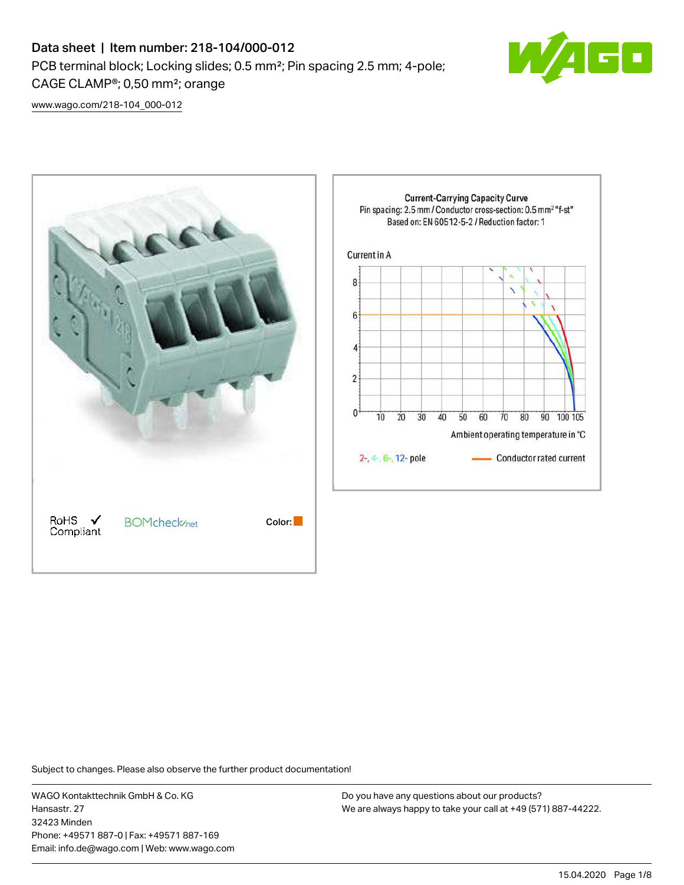# Data sheet | Item number: 218-104/000-012

PCB terminal block; Locking slides; 0.5 mm²; Pin spacing 2.5 mm; 4-pole; CAGE CLAMP®; 0,50 mm²; orange

www.wago.com/218-104_000-012

RoHS ✓ Compliant    BOMcheck.net    Color: ■

**Current-Carrying Capacity Curve**
Pin spacing: 2.5 mm / Conductor cross-section: 0.5 mm² "f-st"
Based on: EN 60512-5-2 / Reduction factor: 1

Current in A

Ambient operating temperature in °C

2-, 4-, 6-, 12- pole    Conductor rated current

Subject to changes. Please also observe the further product documentation!

WAGO Kontakttechnik GmbH & Co. KG
Hansastr. 27
32423 Minden
Phone: +49571 887-0 | Fax: +49571 887-169
Email: info.de@wago.com | Web: www.wago.com

Do you have any questions about our products?
We are always happy to take your call at +49 (571) 887-44222.

15.04.2020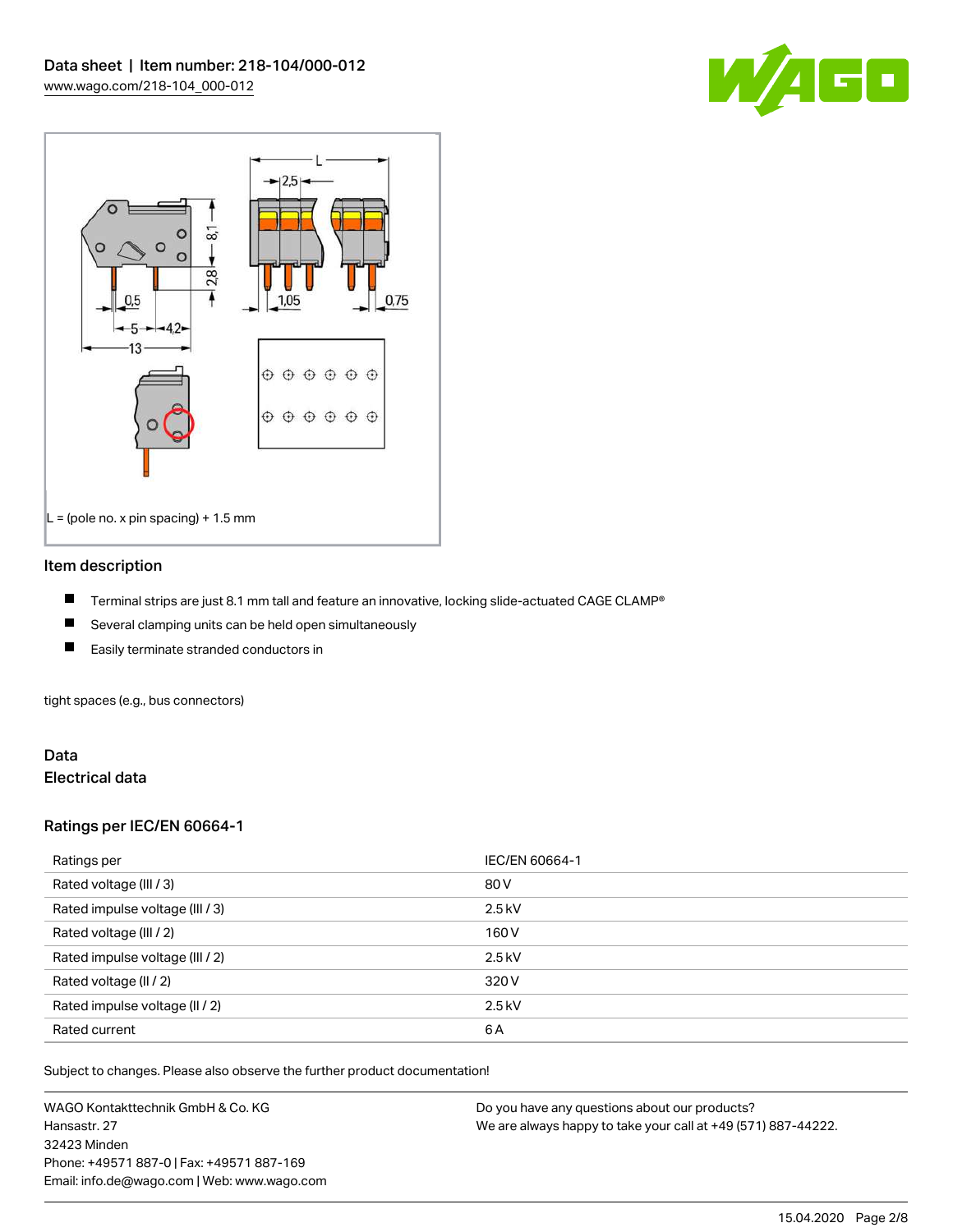Data sheet | Item number: 218-104/000-012

www.wago.com/218-104_000-012

L = (pole no. x pin spacing) + 1.5 mm

## Item description

- Terminal strips are just 8.1 mm tall and feature an innovative, locking slide-actuated CAGE CLAMP®
- Several clamping units can be held open simultaneously
- Easily terminate stranded conductors in

tight spaces (e.g., bus connectors)

## Data

### Electrical data

### Ratings per IEC/EN 60664-1

| Ratings per | IEC/EN 60664-1 |
| --- | --- |
| Rated voltage (III / 3) | 80 V |
| Rated impulse voltage (III / 3) | 2.5 kV |
| Rated voltage (III / 2) | 160 V |
| Rated impulse voltage (III / 2) | 2.5 kV |
| Rated voltage (II / 2) | 320 V |
| Rated impulse voltage (II / 2) | 2.5 kV |
| Rated current | 6 A |

Subject to changes. Please also observe the further product documentation!

WAGO Kontakttechnik GmbH & Co. KG
Hansastr. 27
32423 Minden
Phone: +49571 887-0 | Fax: +49571 887-169
Email: info.de@wago.com | Web: www.wago.com

Do you have any questions about our products?
We are always happy to take your call at +49 (571) 887-44222.

15.04.2020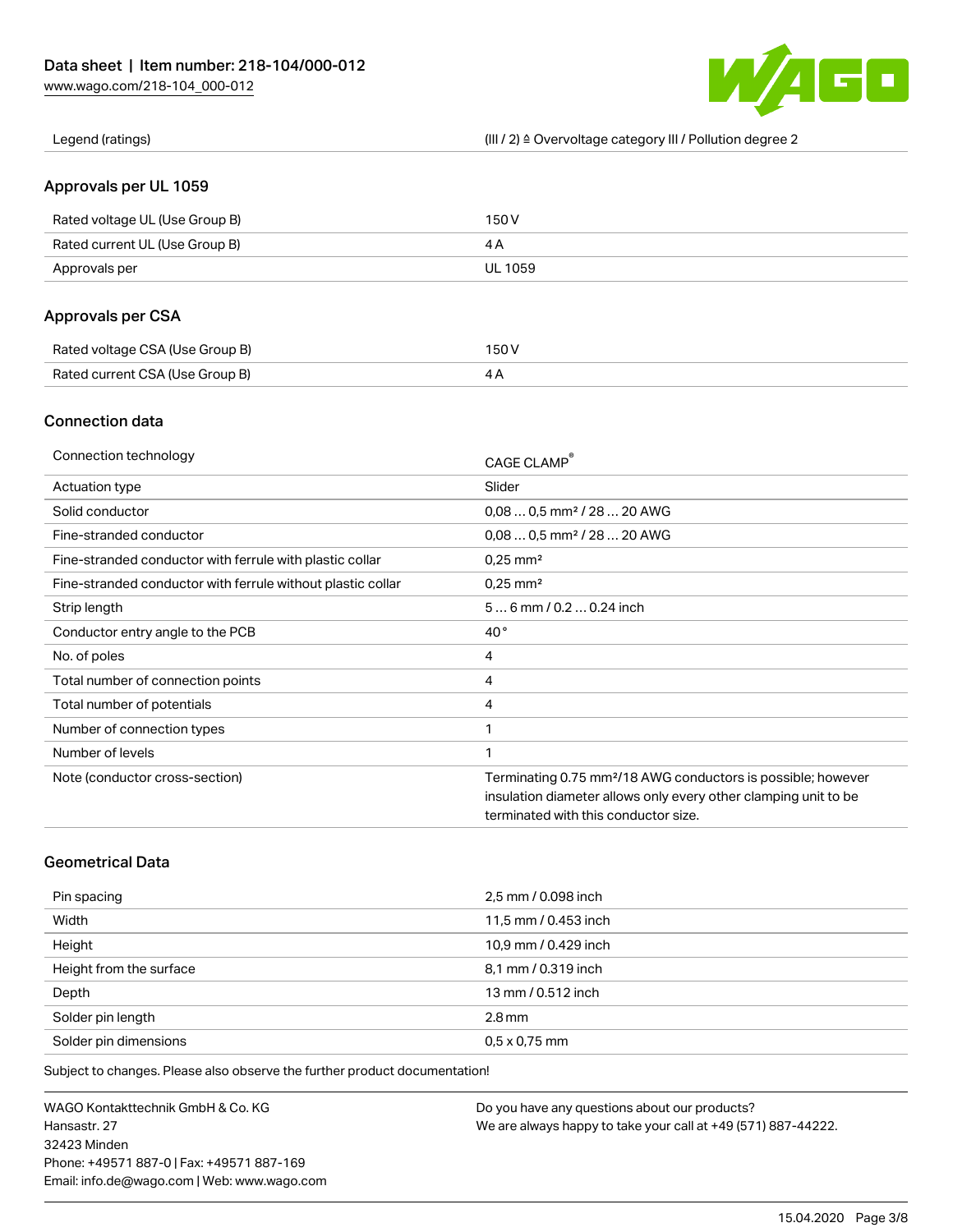| Legend (ratings) | (III / 2) ≙ Overvoltage category III / Pollution degree 2 |
| --- | --- |

## Approvals per UL 1059

| Rated voltage UL (Use Group B) | 150 V |
| --- | --- |
| Rated current UL (Use Group B) | 4 A |
| Approvals per | UL 1059 |

## Approvals per CSA

| Rated voltage CSA (Use Group B) | 150 V |
| --- | --- |
| Rated current CSA (Use Group B) | 4 A |

## Connection data

| Connection technology | CAGE CLAMP® |
| --- | --- |
| Actuation type | Slider |
| Solid conductor | 0,08 … 0,5 mm² / 28 … 20 AWG |
| Fine-stranded conductor | 0,08 … 0,5 mm² / 28 … 20 AWG |
| Fine-stranded conductor with ferrule with plastic collar | 0,25 mm² |
| Fine-stranded conductor with ferrule without plastic collar | 0,25 mm² |
| Strip length | 5 … 6 mm / 0.2 … 0.24 inch |
| Conductor entry angle to the PCB | 40 ° |
| No. of poles | 4 |
| Total number of connection points | 4 |
| Total number of potentials | 4 |
| Number of connection types | 1 |
| Number of levels | 1 |
| Note (conductor cross-section) | Terminating 0.75 mm²/18 AWG conductors is possible; however insulation diameter allows only every other clamping unit to be terminated with this conductor size. |

## Geometrical Data

| Pin spacing | 2,5 mm / 0.098 inch |
| --- | --- |
| Width | 11,5 mm / 0.453 inch |
| Height | 10,9 mm / 0.429 inch |
| Height from the surface | 8,1 mm / 0.319 inch |
| Depth | 13 mm / 0.512 inch |
| Solder pin length | 2.8 mm |
| Solder pin dimensions | 0,5 x 0,75 mm |

Subject to changes. Please also observe the further product documentation!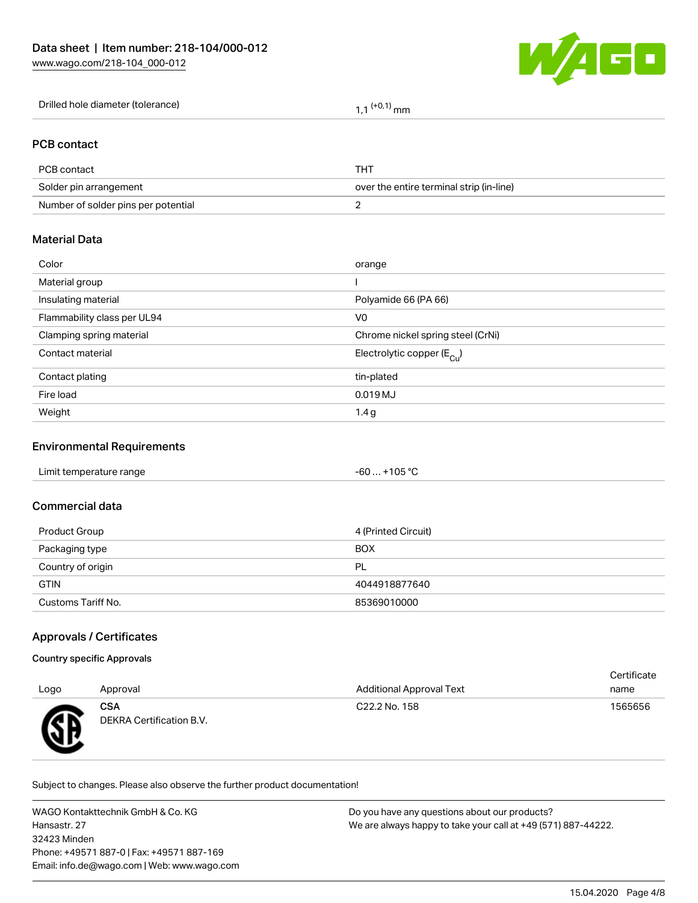| Drilled hole diameter (tolerance) | 1,1 $^{(+0,1)}$ mm |
|---|---|

## PCB contact

| PCB contact | THT |
|---|---|
| Solder pin arrangement | over the entire terminal strip (in-line) |
| Number of solder pins per potential | 2 |

## Material Data

| Color | orange |
|---|---|
| Material group | I |
| Insulating material | Polyamide 66 (PA 66) |
| Flammability class per UL94 | V0 |
| Clamping spring material | Chrome nickel spring steel (CrNi) |
| Contact material | Electrolytic copper ($E_{Cu}$) |
| Contact plating | tin-plated |
| Fire load | 0.019 MJ |
| Weight | 1.4 g |

## Environmental Requirements

| Limit temperature range | -60 … +105 °C |
|---|---|

## Commercial data

| Product Group | 4 (Printed Circuit) |
|---|---|
| Packaging type | BOX |
| Country of origin | PL |
| GTIN | 4044918877640 |
| Customs Tariff No. | 85369010000 |

## Approvals / Certificates

### Country specific Approvals

| Logo | Approval | Additional Approval Text | Certificate name |
|---|---|---|---|
| | **CSA**<br>DEKRA Certification B.V. | C22.2 No. 158 | 1565656 |

Subject to changes. Please also observe the further product documentation!

WAGO Kontakttechnik GmbH & Co. KG
Hansastr. 27
32423 Minden
Phone: +49571 887-0 | Fax: +49571 887-169
Email: info.de@wago.com | Web: www.wago.com

Do you have any questions about our products?
We are always happy to take your call at +49 (571) 887-44222.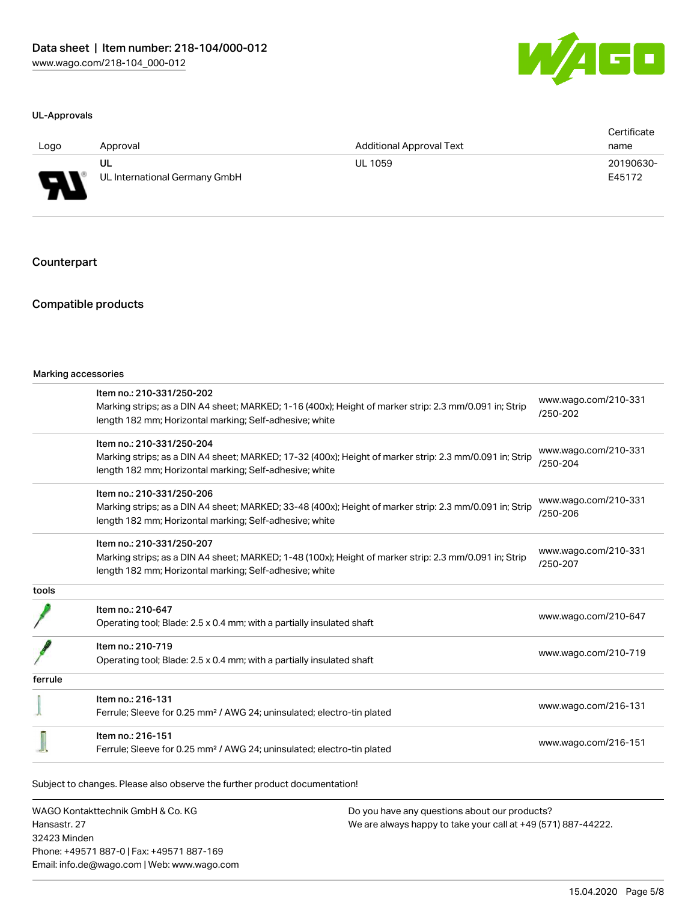### UL-Approvals

| Logo | Approval | Additional Approval Text | Certificate name |
|---|---|---|---|
| | UL<br>UL International Germany GmbH | UL 1059 | 20190630-E45172 |

## Counterpart

## Compatible products

| Marking accessories | | |
|---|---|---|
| | Item no.: 210-331/250-202<br>Marking strips; as a DIN A4 sheet; MARKED; 1-16 (400x); Height of marker strip: 2.3 mm/0.091 in; Strip length 182 mm; Horizontal marking; Self-adhesive; white | www.wago.com/210-331/250-202 |
| | Item no.: 210-331/250-204<br>Marking strips; as a DIN A4 sheet; MARKED; 17-32 (400x); Height of marker strip: 2.3 mm/0.091 in; Strip length 182 mm; Horizontal marking; Self-adhesive; white | www.wago.com/210-331/250-204 |
| | Item no.: 210-331/250-206<br>Marking strips; as a DIN A4 sheet; MARKED; 33-48 (400x); Height of marker strip: 2.3 mm/0.091 in; Strip length 182 mm; Horizontal marking; Self-adhesive; white | www.wago.com/210-331/250-206 |
| | Item no.: 210-331/250-207<br>Marking strips; as a DIN A4 sheet; MARKED; 1-48 (100x); Height of marker strip: 2.3 mm/0.091 in; Strip length 182 mm; Horizontal marking; Self-adhesive; white | www.wago.com/210-331/250-207 |
| **tools** | | |
| | Item no.: 210-647<br>Operating tool; Blade: 2.5 x 0.4 mm; with a partially insulated shaft | www.wago.com/210-647 |
| | Item no.: 210-719<br>Operating tool; Blade: 2.5 x 0.4 mm; with a partially insulated shaft | www.wago.com/210-719 |
| **ferrule** | | |
| | Item no.: 216-131<br>Ferrule; Sleeve for 0.25 mm² / AWG 24; uninsulated; electro-tin plated | www.wago.com/216-131 |
| | Item no.: 216-151<br>Ferrule; Sleeve for 0.25 mm² / AWG 24; uninsulated; electro-tin plated | www.wago.com/216-151 |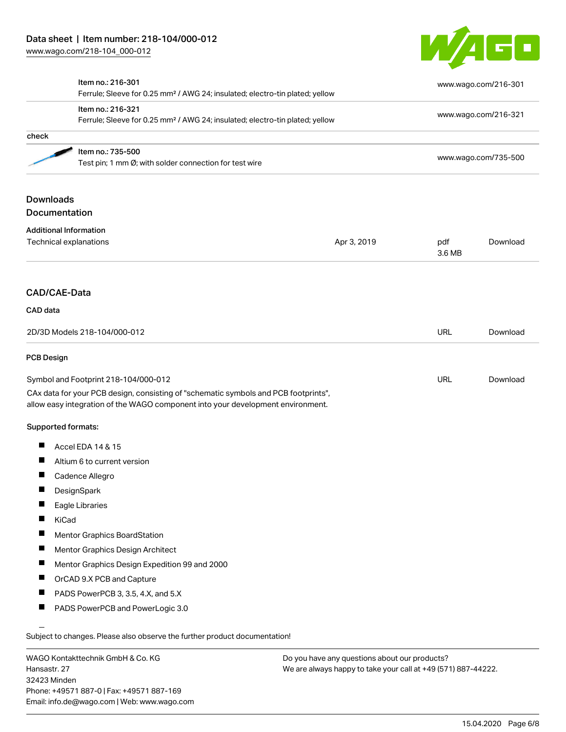| | Item no. | Description | Link |
| --- | --- | --- | --- |
| | Item no.: 216-301 | Ferrule; Sleeve for 0.25 mm² / AWG 24; insulated; electro-tin plated; yellow | www.wago.com/216-301 |
| | Item no.: 216-321 | Ferrule; Sleeve for 0.25 mm² / AWG 24; insulated; electro-tin plated; yellow | www.wago.com/216-321 |

check

| | Item no. | Description | Link |
| --- | --- | --- | --- |
| | Item no.: 735-500 | Test pin; 1 mm Ø; with solder connection for test wire | www.wago.com/735-500 |

## Downloads

### Documentation

**Additional Information**

| | | | |
| --- | --- | --- | --- |
| Technical explanations | Apr 3, 2019 | pdf 3.6 MB | Download |

## CAD/CAE-Data

**CAD data**

| | | |
| --- | --- | --- |
| 2D/3D Models 218-104/000-012 | URL | Download |

**PCB Design**

| | | |
| --- | --- | --- |
| Symbol and Footprint 218-104/000-012 | URL | Download |

CAx data for your PCB design, consisting of "schematic symbols and PCB footprints", allow easy integration of the WAGO component into your development environment.

**Supported formats:**

- Accel EDA 14 & 15
- Altium 6 to current version
- Cadence Allegro
- DesignSpark
- Eagle Libraries
- KiCad
- Mentor Graphics BoardStation
- Mentor Graphics Design Architect
- Mentor Graphics Design Expedition 99 and 2000
- OrCAD 9.X PCB and Capture
- PADS PowerPCB 3, 3.5, 4.X, and 5.X
- PADS PowerPCB and PowerLogic 3.0

Subject to changes. Please also observe the further product documentation!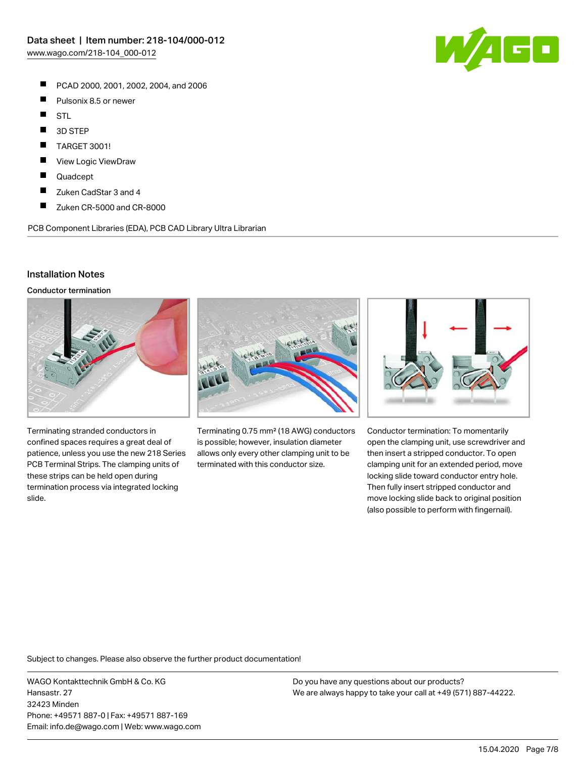- PCAD 2000, 2001, 2002, 2004, and 2006
- Pulsonix 8.5 or newer
- STL
- 3D STEP
- TARGET 3001!
- View Logic ViewDraw
- Quadcept
- Zuken CadStar 3 and 4
- Zuken CR-5000 and CR-8000

PCB Component Libraries (EDA), PCB CAD Library Ultra Librarian

## Installation Notes

### Conductor termination

Terminating stranded conductors in confined spaces requires a great deal of patience, unless you use the new 218 Series PCB Terminal Strips. The clamping units of these strips can be held open during termination process via integrated locking slide.

Terminating 0.75 mm² (18 AWG) conductors is possible; however, insulation diameter allows only every other clamping unit to be terminated with this conductor size.

Conductor termination: To momentarily open the clamping unit, use screwdriver and then insert a stripped conductor. To open clamping unit for an extended period, move locking slide toward conductor entry hole. Then fully insert stripped conductor and move locking slide back to original position (also possible to perform with fingernail).

Subject to changes. Please also observe the further product documentation!

WAGO Kontakttechnik GmbH & Co. KG
Hansastr. 27
32423 Minden
Phone: +49571 887-0 | Fax: +49571 887-169
Email: info.de@wago.com | Web: www.wago.com

Do you have any questions about our products?
We are always happy to take your call at +49 (571) 887-44222.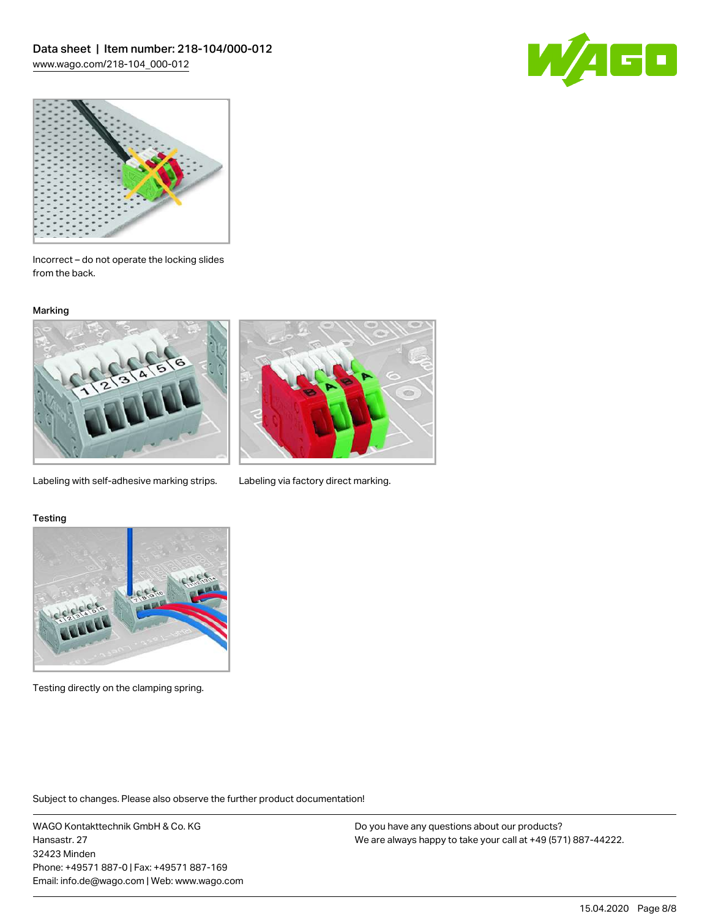Incorrect – do not operate the locking slides from the back.

## Marking

Labeling with self-adhesive marking strips.

Labeling via factory direct marking.

## Testing

Testing directly on the clamping spring.

Subject to changes. Please also observe the further product documentation!

WAGO Kontakttechnik GmbH & Co. KG
Hansastr. 27
32423 Minden
Phone: +49571 887-0 | Fax: +49571 887-169
Email: info.de@wago.com | Web: www.wago.com

Do you have any questions about our products?
We are always happy to take your call at +49 (571) 887-44222.